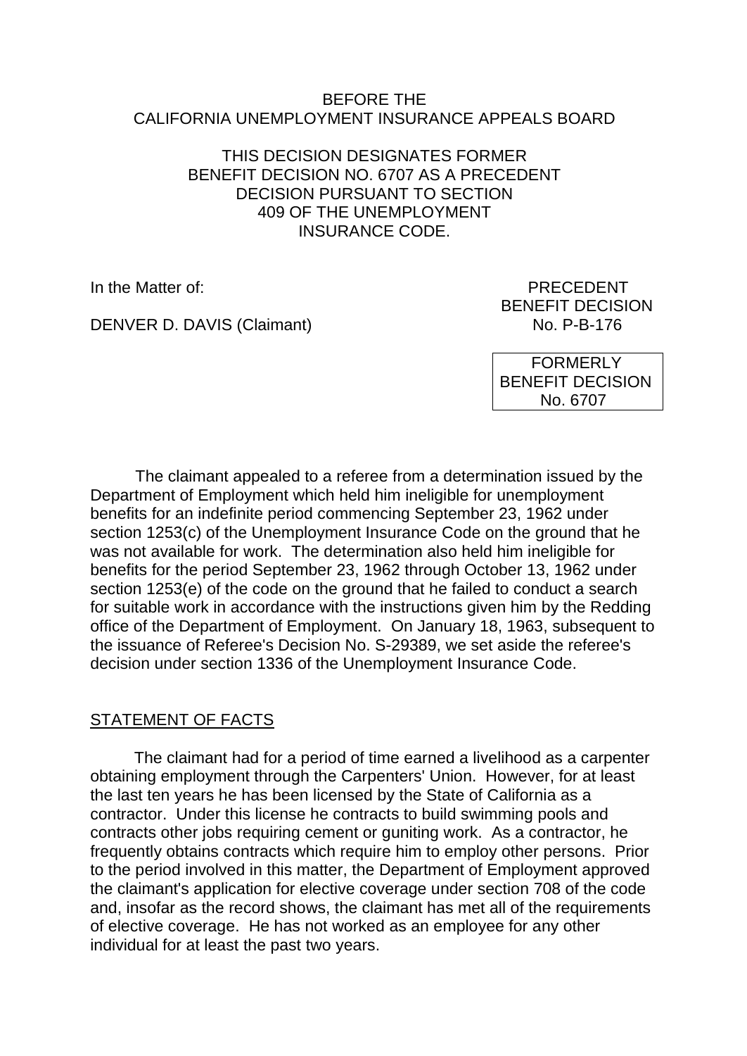BEFORE THE
CALIFORNIA UNEMPLOYMENT INSURANCE APPEALS BOARD

THIS DECISION DESIGNATES FORMER BENEFIT DECISION NO. 6707 AS A PRECEDENT DECISION PURSUANT TO SECTION 409 OF THE UNEMPLOYMENT INSURANCE CODE.

In the Matter of:

DENVER D. DAVIS (Claimant)

PRECEDENT
BENEFIT DECISION
No. P-B-176

FORMERLY
BENEFIT DECISION
No. 6707

The claimant appealed to a referee from a determination issued by the Department of Employment which held him ineligible for unemployment benefits for an indefinite period commencing September 23, 1962 under section 1253(c) of the Unemployment Insurance Code on the ground that he was not available for work. The determination also held him ineligible for benefits for the period September 23, 1962 through October 13, 1962 under section 1253(e) of the code on the ground that he failed to conduct a search for suitable work in accordance with the instructions given him by the Redding office of the Department of Employment. On January 18, 1963, subsequent to the issuance of Referee's Decision No. S-29389, we set aside the referee's decision under section 1336 of the Unemployment Insurance Code.

## STATEMENT OF FACTS

The claimant had for a period of time earned a livelihood as a carpenter obtaining employment through the Carpenters' Union. However, for at least the last ten years he has been licensed by the State of California as a contractor. Under this license he contracts to build swimming pools and contracts other jobs requiring cement or guniting work. As a contractor, he frequently obtains contracts which require him to employ other persons. Prior to the period involved in this matter, the Department of Employment approved the claimant's application for elective coverage under section 708 of the code and, insofar as the record shows, the claimant has met all of the requirements of elective coverage. He has not worked as an employee for any other individual for at least the past two years.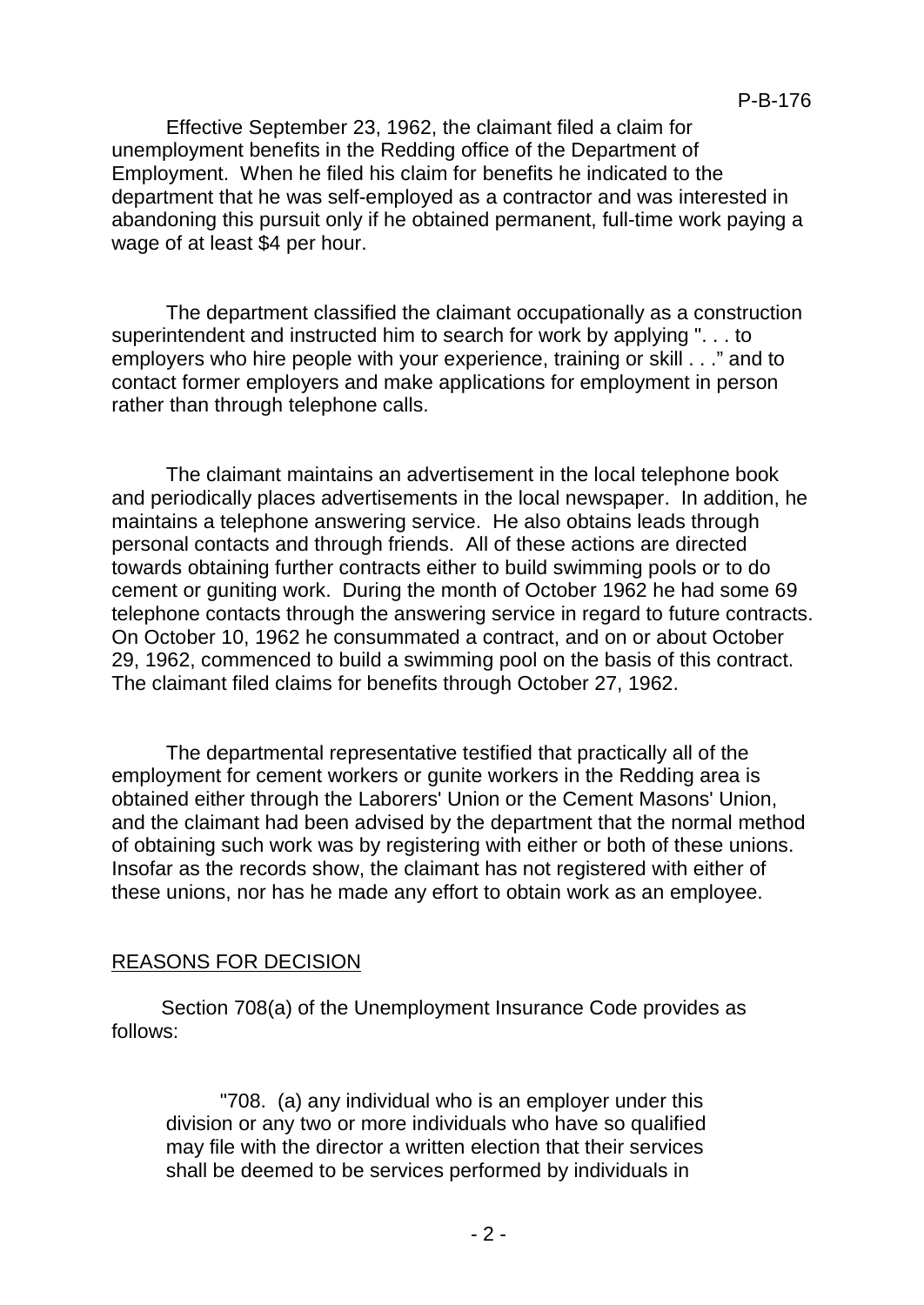Effective September 23, 1962, the claimant filed a claim for unemployment benefits in the Redding office of the Department of Employment. When he filed his claim for benefits he indicated to the department that he was self-employed as a contractor and was interested in abandoning this pursuit only if he obtained permanent, full-time work paying a wage of at least $4 per hour.

The department classified the claimant occupationally as a construction superintendent and instructed him to search for work by applying ". . . to employers who hire people with your experience, training or skill . . ." and to contact former employers and make applications for employment in person rather than through telephone calls.

The claimant maintains an advertisement in the local telephone book and periodically places advertisements in the local newspaper. In addition, he maintains a telephone answering service. He also obtains leads through personal contacts and through friends. All of these actions are directed towards obtaining further contracts either to build swimming pools or to do cement or guniting work. During the month of October 1962 he had some 69 telephone contacts through the answering service in regard to future contracts. On October 10, 1962 he consummated a contract, and on or about October 29, 1962, commenced to build a swimming pool on the basis of this contract. The claimant filed claims for benefits through October 27, 1962.

The departmental representative testified that practically all of the employment for cement workers or gunite workers in the Redding area is obtained either through the Laborers' Union or the Cement Masons' Union, and the claimant had been advised by the department that the normal method of obtaining such work was by registering with either or both of these unions. Insofar as the records show, the claimant has not registered with either of these unions, nor has he made any effort to obtain work as an employee.

## REASONS FOR DECISION

Section 708(a) of the Unemployment Insurance Code provides as follows:

> "708. (a) any individual who is an employer under this division or any two or more individuals who have so qualified may file with the director a written election that their services shall be deemed to be services performed by individuals in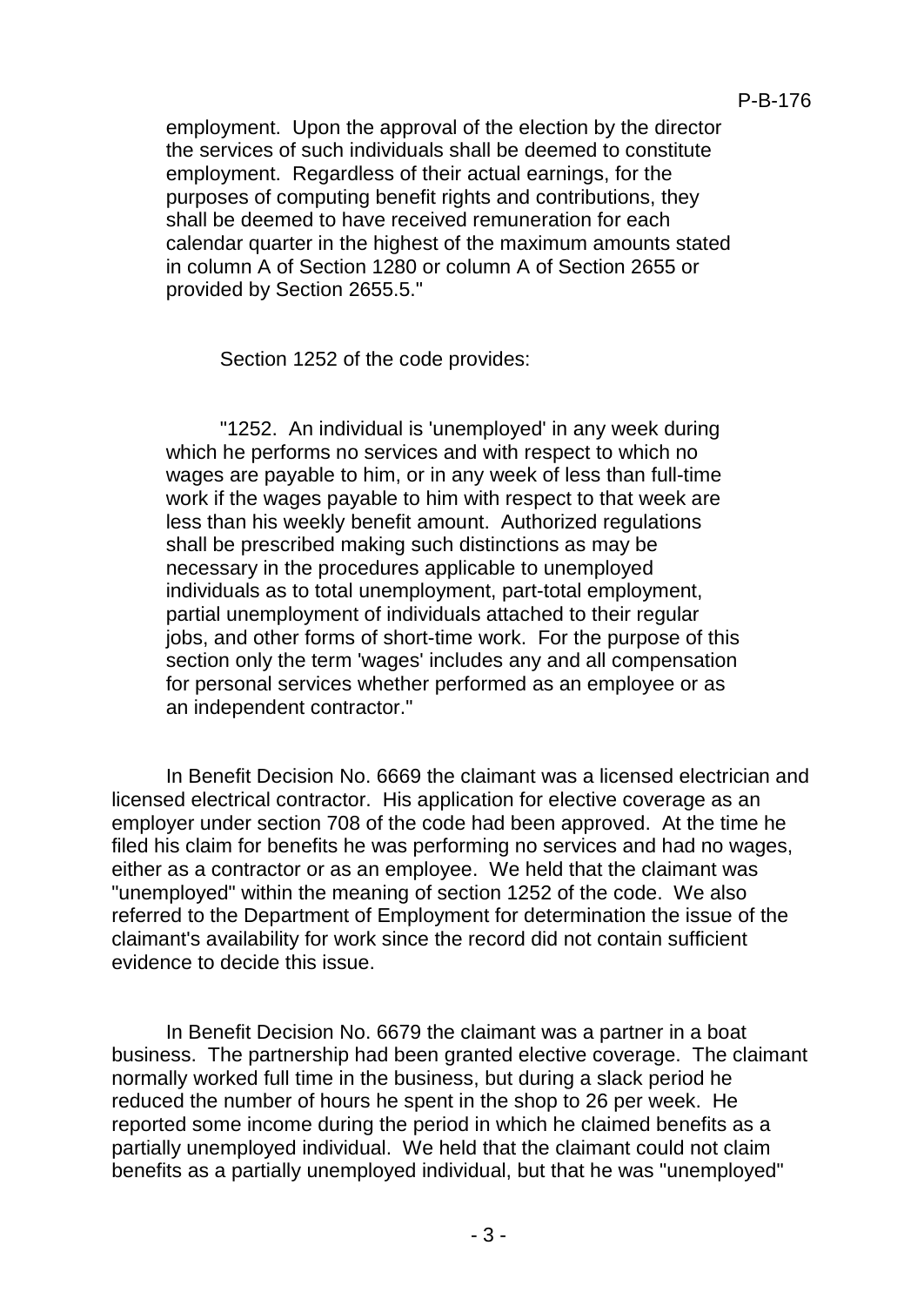employment. Upon the approval of the election by the director the services of such individuals shall be deemed to constitute employment. Regardless of their actual earnings, for the purposes of computing benefit rights and contributions, they shall be deemed to have received remuneration for each calendar quarter in the highest of the maximum amounts stated in column A of Section 1280 or column A of Section 2655 or provided by Section 2655.5."

Section 1252 of the code provides:

"1252. An individual is 'unemployed' in any week during which he performs no services and with respect to which no wages are payable to him, or in any week of less than full-time work if the wages payable to him with respect to that week are less than his weekly benefit amount. Authorized regulations shall be prescribed making such distinctions as may be necessary in the procedures applicable to unemployed individuals as to total unemployment, part-total employment, partial unemployment of individuals attached to their regular jobs, and other forms of short-time work. For the purpose of this section only the term 'wages' includes any and all compensation for personal services whether performed as an employee or as an independent contractor."

In Benefit Decision No. 6669 the claimant was a licensed electrician and licensed electrical contractor. His application for elective coverage as an employer under section 708 of the code had been approved. At the time he filed his claim for benefits he was performing no services and had no wages, either as a contractor or as an employee. We held that the claimant was "unemployed" within the meaning of section 1252 of the code. We also referred to the Department of Employment for determination the issue of the claimant's availability for work since the record did not contain sufficient evidence to decide this issue.

In Benefit Decision No. 6679 the claimant was a partner in a boat business. The partnership had been granted elective coverage. The claimant normally worked full time in the business, but during a slack period he reduced the number of hours he spent in the shop to 26 per week. He reported some income during the period in which he claimed benefits as a partially unemployed individual. We held that the claimant could not claim benefits as a partially unemployed individual, but that he was "unemployed"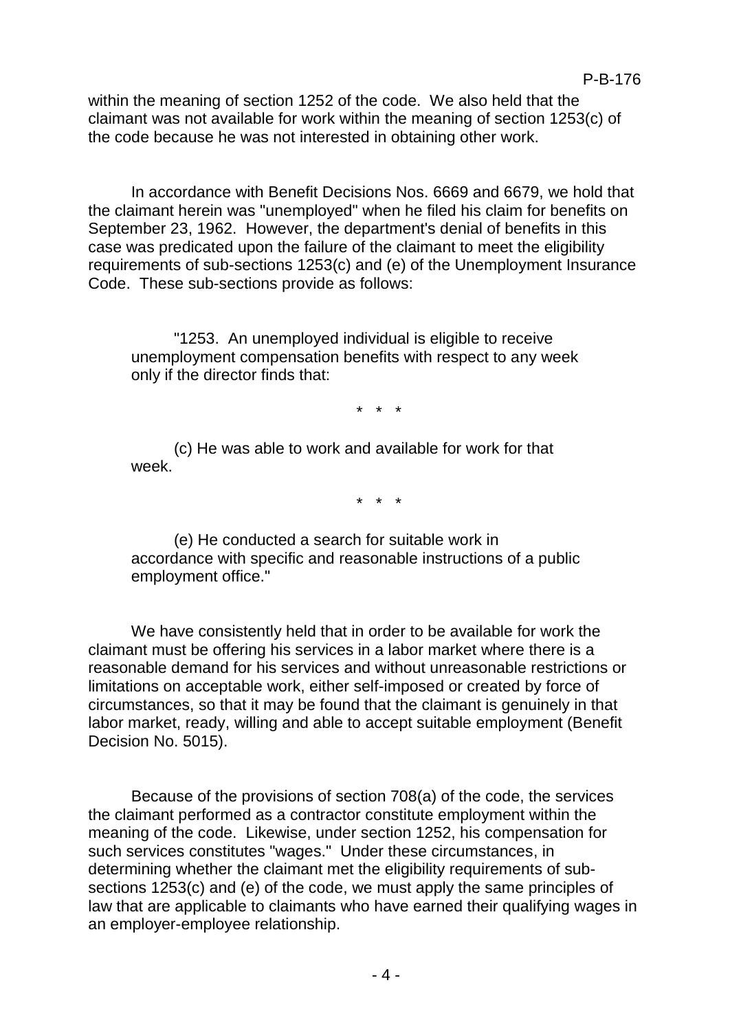within the meaning of section 1252 of the code. We also held that the claimant was not available for work within the meaning of section 1253(c) of the code because he was not interested in obtaining other work.

In accordance with Benefit Decisions Nos. 6669 and 6679, we hold that the claimant herein was "unemployed" when he filed his claim for benefits on September 23, 1962. However, the department's denial of benefits in this case was predicated upon the failure of the claimant to meet the eligibility requirements of sub-sections 1253(c) and (e) of the Unemployment Insurance Code. These sub-sections provide as follows:

> "1253. An unemployed individual is eligible to receive unemployment compensation benefits with respect to any week only if the director finds that:
>
> * * *
>
> (c) He was able to work and available for work for that week.
>
> * * *
>
> (e) He conducted a search for suitable work in accordance with specific and reasonable instructions of a public employment office."

We have consistently held that in order to be available for work the claimant must be offering his services in a labor market where there is a reasonable demand for his services and without unreasonable restrictions or limitations on acceptable work, either self-imposed or created by force of circumstances, so that it may be found that the claimant is genuinely in that labor market, ready, willing and able to accept suitable employment (Benefit Decision No. 5015).

Because of the provisions of section 708(a) of the code, the services the claimant performed as a contractor constitute employment within the meaning of the code. Likewise, under section 1252, his compensation for such services constitutes "wages." Under these circumstances, in determining whether the claimant met the eligibility requirements of sub-sections 1253(c) and (e) of the code, we must apply the same principles of law that are applicable to claimants who have earned their qualifying wages in an employer-employee relationship.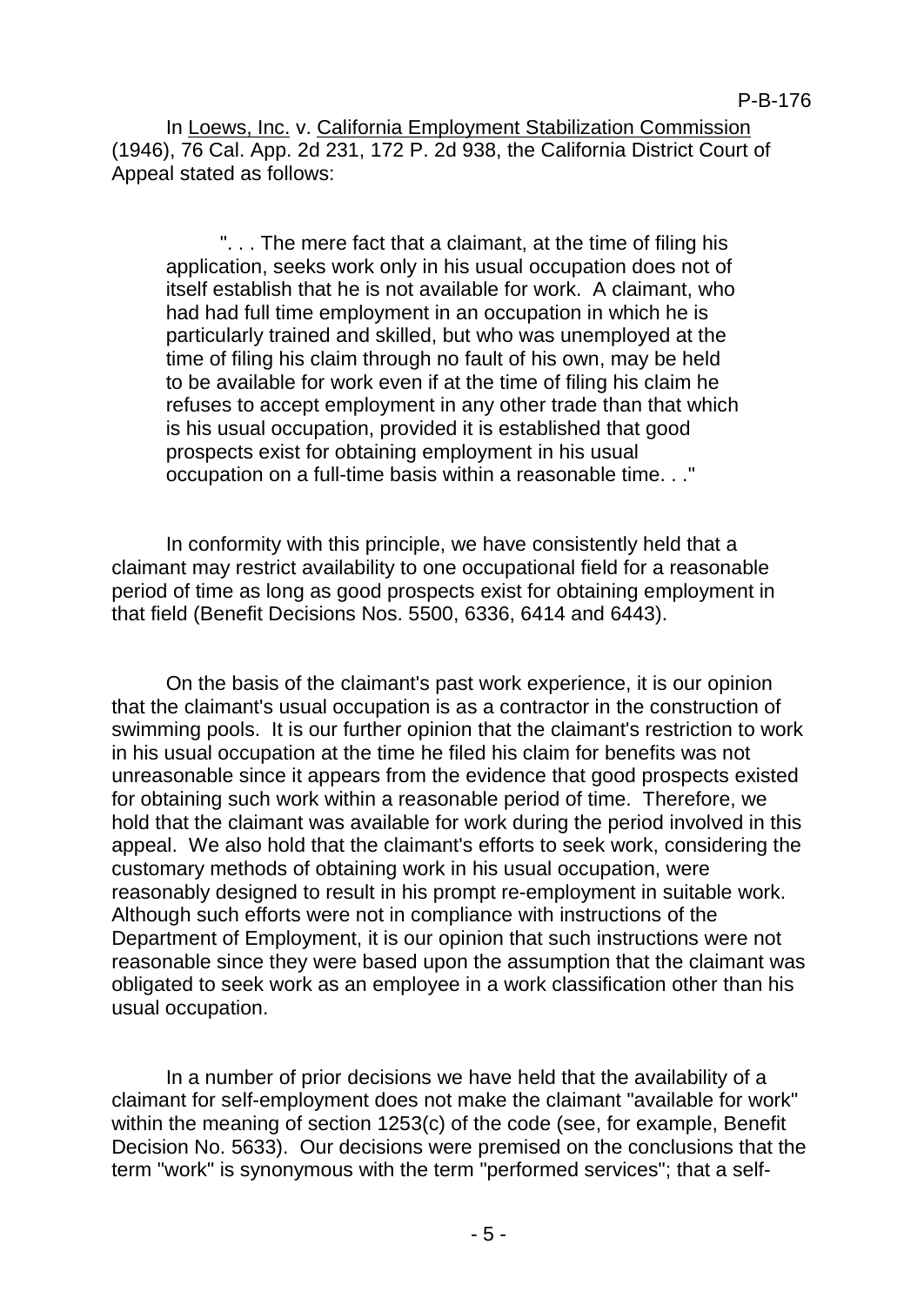In Loews, Inc. v. California Employment Stabilization Commission (1946), 76 Cal. App. 2d 231, 172 P. 2d 938, the California District Court of Appeal stated as follows:

> ". . . The mere fact that a claimant, at the time of filing his application, seeks work only in his usual occupation does not of itself establish that he is not available for work. A claimant, who had had full time employment in an occupation in which he is particularly trained and skilled, but who was unemployed at the time of filing his claim through no fault of his own, may be held to be available for work even if at the time of filing his claim he refuses to accept employment in any other trade than that which is his usual occupation, provided it is established that good prospects exist for obtaining employment in his usual occupation on a full-time basis within a reasonable time. . ."

In conformity with this principle, we have consistently held that a claimant may restrict availability to one occupational field for a reasonable period of time as long as good prospects exist for obtaining employment in that field (Benefit Decisions Nos. 5500, 6336, 6414 and 6443).

On the basis of the claimant's past work experience, it is our opinion that the claimant's usual occupation is as a contractor in the construction of swimming pools. It is our further opinion that the claimant's restriction to work in his usual occupation at the time he filed his claim for benefits was not unreasonable since it appears from the evidence that good prospects existed for obtaining such work within a reasonable period of time. Therefore, we hold that the claimant was available for work during the period involved in this appeal. We also hold that the claimant's efforts to seek work, considering the customary methods of obtaining work in his usual occupation, were reasonably designed to result in his prompt re-employment in suitable work. Although such efforts were not in compliance with instructions of the Department of Employment, it is our opinion that such instructions were not reasonable since they were based upon the assumption that the claimant was obligated to seek work as an employee in a work classification other than his usual occupation.

In a number of prior decisions we have held that the availability of a claimant for self-employment does not make the claimant "available for work" within the meaning of section 1253(c) of the code (see, for example, Benefit Decision No. 5633). Our decisions were premised on the conclusions that the term "work" is synonymous with the term "performed services"; that a self-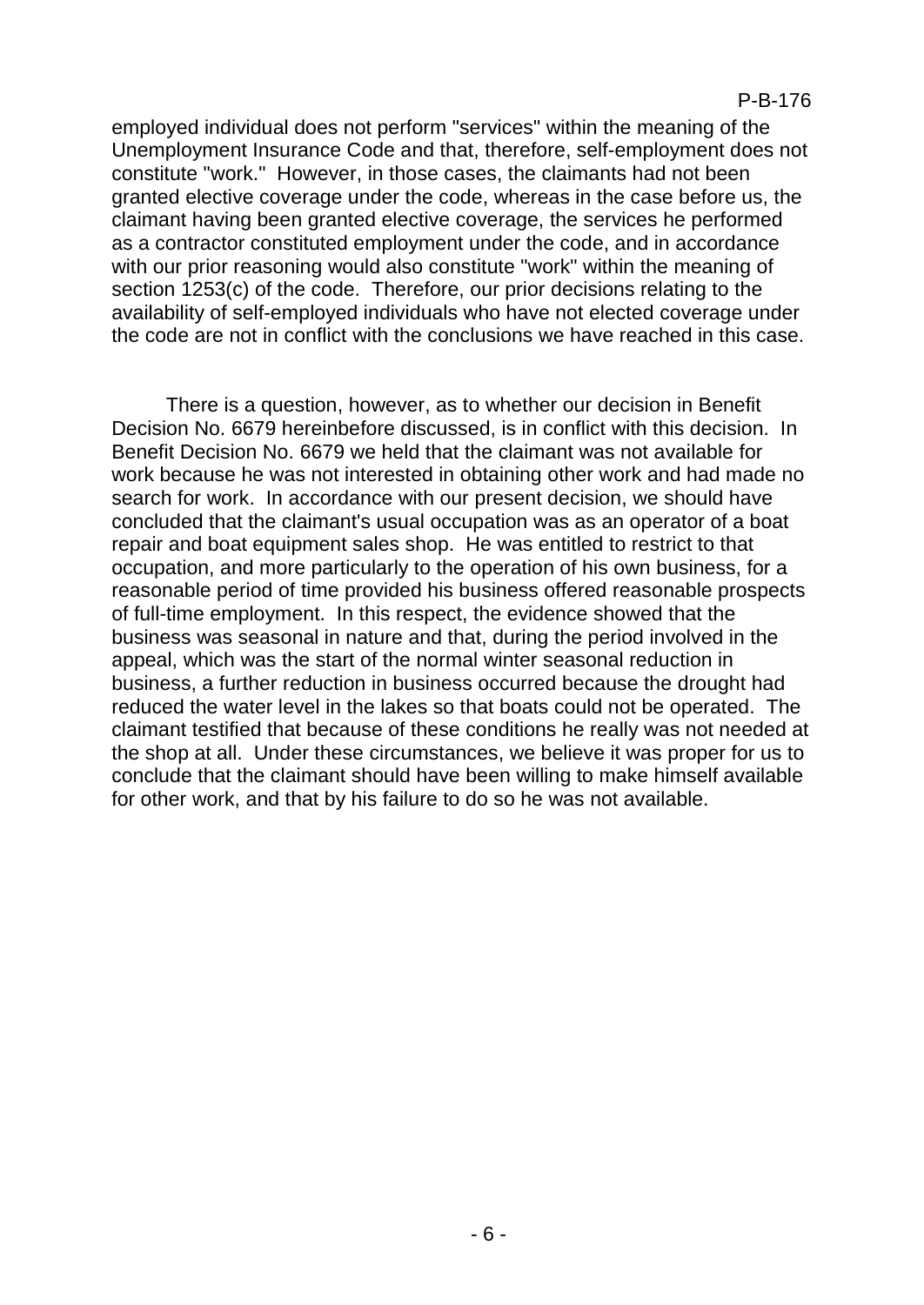employed individual does not perform "services" within the meaning of the Unemployment Insurance Code and that, therefore, self-employment does not constitute "work." However, in those cases, the claimants had not been granted elective coverage under the code, whereas in the case before us, the claimant having been granted elective coverage, the services he performed as a contractor constituted employment under the code, and in accordance with our prior reasoning would also constitute "work" within the meaning of section 1253(c) of the code. Therefore, our prior decisions relating to the availability of self-employed individuals who have not elected coverage under the code are not in conflict with the conclusions we have reached in this case.

There is a question, however, as to whether our decision in Benefit Decision No. 6679 hereinbefore discussed, is in conflict with this decision. In Benefit Decision No. 6679 we held that the claimant was not available for work because he was not interested in obtaining other work and had made no search for work. In accordance with our present decision, we should have concluded that the claimant's usual occupation was as an operator of a boat repair and boat equipment sales shop. He was entitled to restrict to that occupation, and more particularly to the operation of his own business, for a reasonable period of time provided his business offered reasonable prospects of full-time employment. In this respect, the evidence showed that the business was seasonal in nature and that, during the period involved in the appeal, which was the start of the normal winter seasonal reduction in business, a further reduction in business occurred because the drought had reduced the water level in the lakes so that boats could not be operated. The claimant testified that because of these conditions he really was not needed at the shop at all. Under these circumstances, we believe it was proper for us to conclude that the claimant should have been willing to make himself available for other work, and that by his failure to do so he was not available.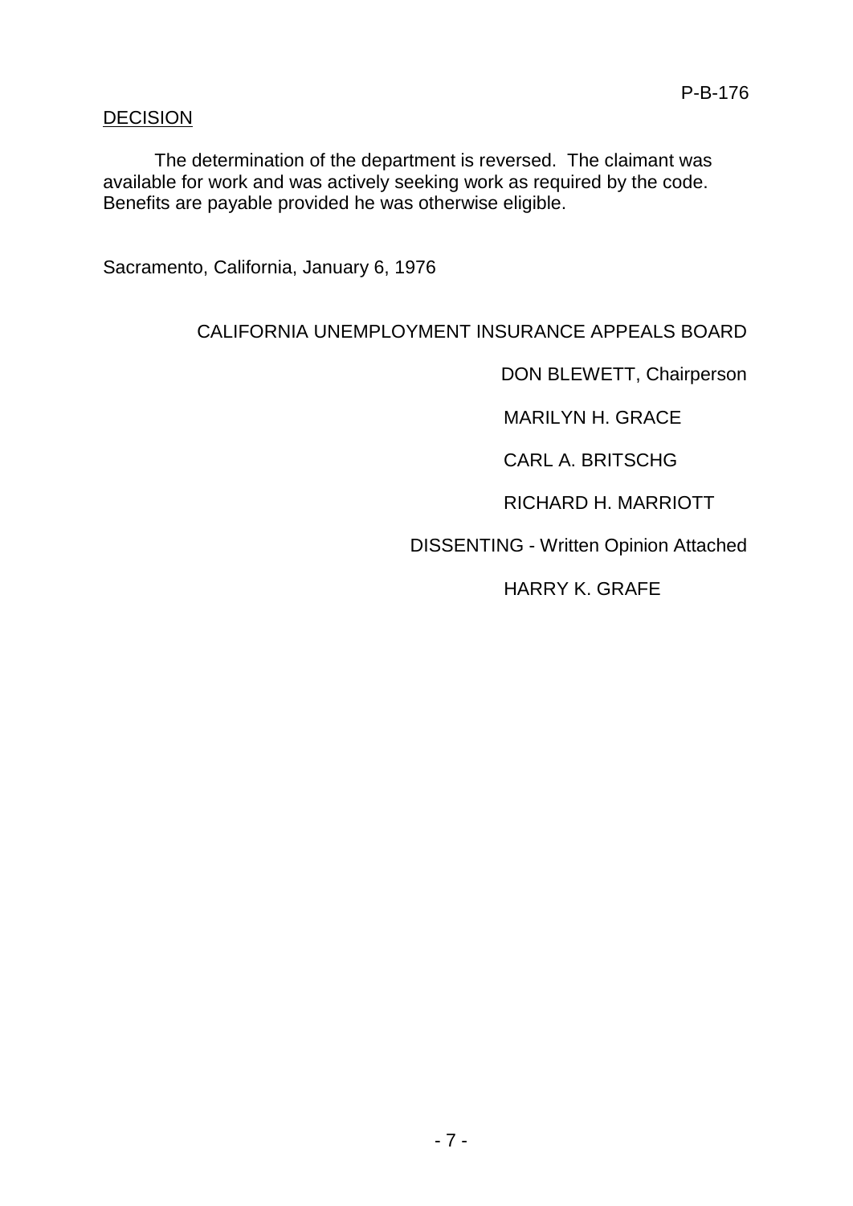## DECISION

The determination of the department is reversed. The claimant was available for work and was actively seeking work as required by the code. Benefits are payable provided he was otherwise eligible.

Sacramento, California, January 6, 1976

CALIFORNIA UNEMPLOYMENT INSURANCE APPEALS BOARD

DON BLEWETT, Chairperson

MARILYN H. GRACE

CARL A. BRITSCHG

RICHARD H. MARRIOTT

DISSENTING - Written Opinion Attached

HARRY K. GRAFE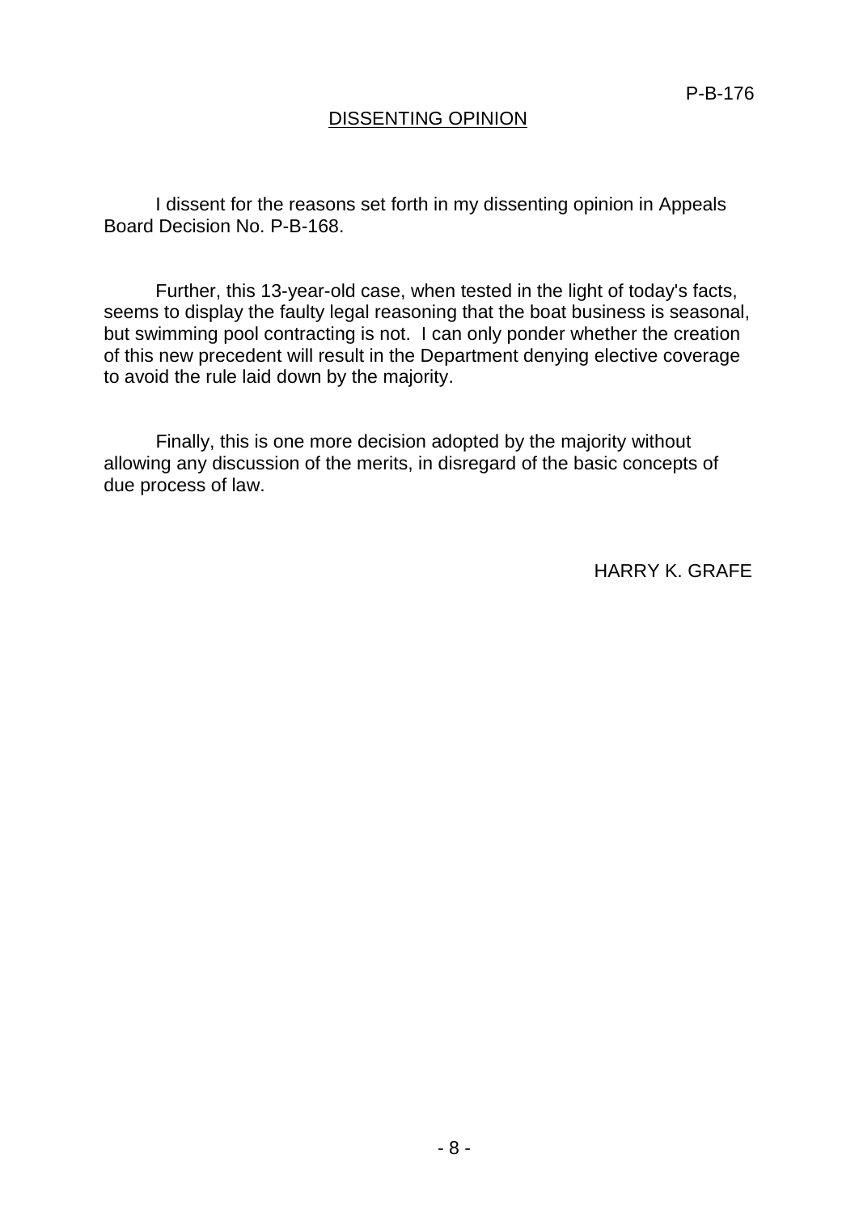## DISSENTING OPINION

I dissent for the reasons set forth in my dissenting opinion in Appeals Board Decision No. P-B-168.

Further, this 13-year-old case, when tested in the light of today's facts, seems to display the faulty legal reasoning that the boat business is seasonal, but swimming pool contracting is not. I can only ponder whether the creation of this new precedent will result in the Department denying elective coverage to avoid the rule laid down by the majority.

Finally, this is one more decision adopted by the majority without allowing any discussion of the merits, in disregard of the basic concepts of due process of law.

HARRY K. GRAFE